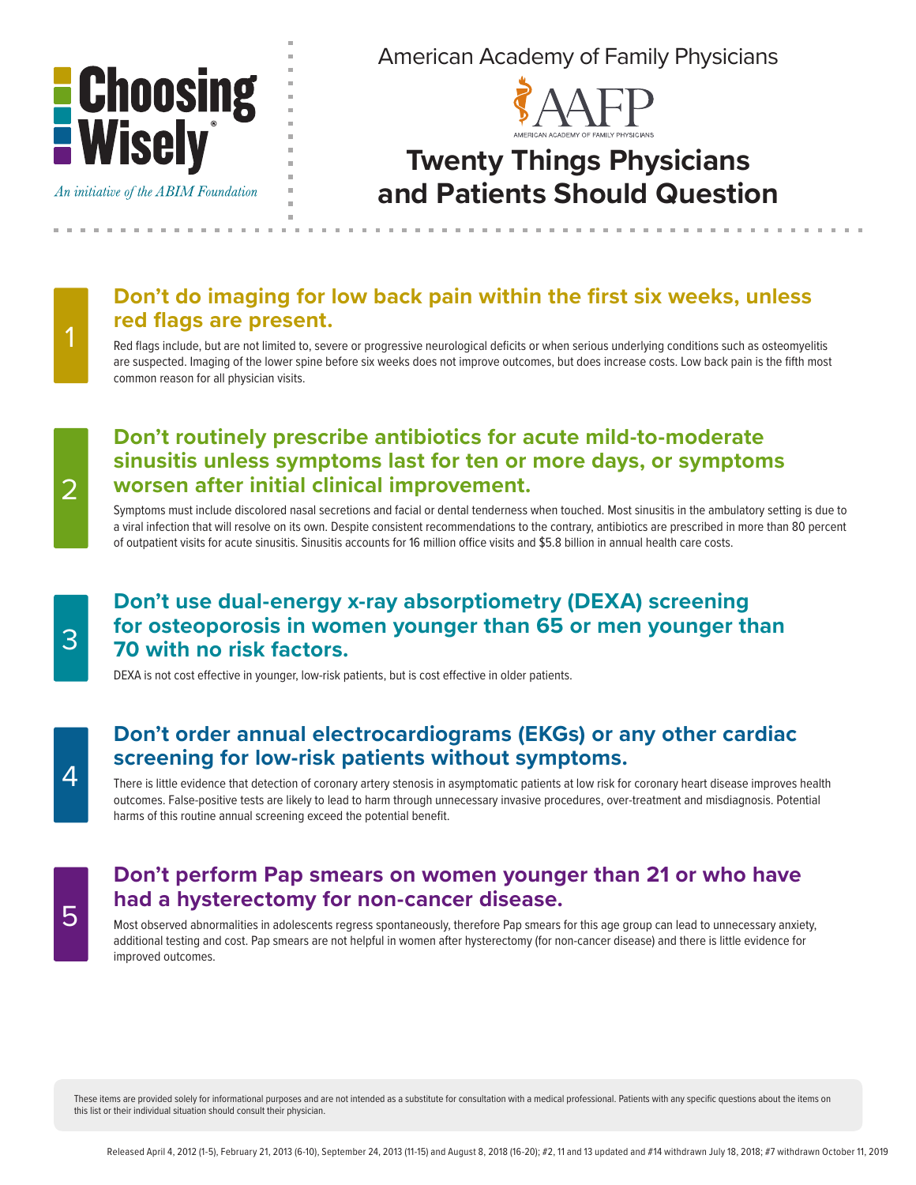Choosing Wisely®

*An initiative of the ABIM Foundation*

American Academy of Family Physicians

AAFP

AMERICAN ACADEMY OF FAMILY PHYSICIANS

# Twenty Things Physicians and Patients Should Question

## 1 Don't do imaging for low back pain within the first six weeks, unless red flags are present.

Red flags include, but are not limited to, severe or progressive neurological deficits or when serious underlying conditions such as osteomyelitis are suspected. Imaging of the lower spine before six weeks does not improve outcomes, but does increase costs. Low back pain is the fifth most common reason for all physician visits.

## 2 Don't routinely prescribe antibiotics for acute mild-to-moderate sinusitis unless symptoms last for ten or more days, or symptoms worsen after initial clinical improvement.

Symptoms must include discolored nasal secretions and facial or dental tenderness when touched. Most sinusitis in the ambulatory setting is due to a viral infection that will resolve on its own. Despite consistent recommendations to the contrary, antibiotics are prescribed in more than 80 percent of outpatient visits for acute sinusitis. Sinusitis accounts for 16 million office visits and $5.8 billion in annual health care costs.

## 3 Don't use dual-energy x-ray absorptiometry (DEXA) screening for osteoporosis in women younger than 65 or men younger than 70 with no risk factors.

DEXA is not cost effective in younger, low-risk patients, but is cost effective in older patients.

## 4 Don't order annual electrocardiograms (EKGs) or any other cardiac screening for low-risk patients without symptoms.

There is little evidence that detection of coronary artery stenosis in asymptomatic patients at low risk for coronary heart disease improves health outcomes. False-positive tests are likely to lead to harm through unnecessary invasive procedures, over-treatment and misdiagnosis. Potential harms of this routine annual screening exceed the potential benefit.

## 5 Don't perform Pap smears on women younger than 21 or who have had a hysterectomy for non-cancer disease.

Most observed abnormalities in adolescents regress spontaneously, therefore Pap smears for this age group can lead to unnecessary anxiety, additional testing and cost. Pap smears are not helpful in women after hysterectomy (for non-cancer disease) and there is little evidence for improved outcomes.

These items are provided solely for informational purposes and are not intended as a substitute for consultation with a medical professional. Patients with any specific questions about the items on this list or their individual situation should consult their physician.

Released April 4, 2012 (1-5), February 21, 2013 (6-10), September 24, 2013 (11-15) and August 8, 2018 (16-20); #2, 11 and 13 updated and #14 withdrawn July 18, 2018; #7 withdrawn October 11, 2019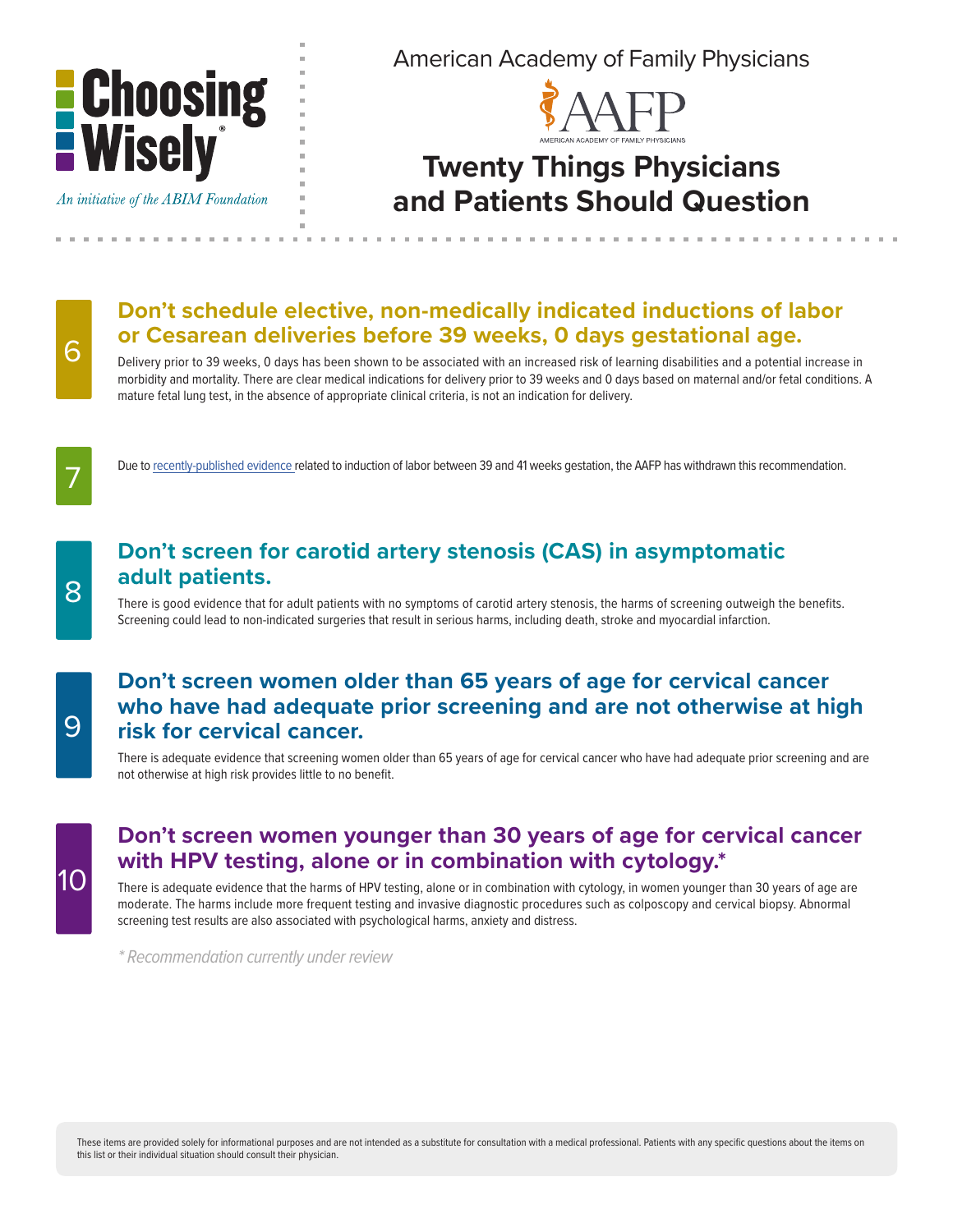# Twenty Things Physicians and Patients Should Question

American Academy of Family Physicians

## 6 Don't schedule elective, non-medically indicated inductions of labor or Cesarean deliveries before 39 weeks, 0 days gestational age.

Delivery prior to 39 weeks, 0 days has been shown to be associated with an increased risk of learning disabilities and a potential increase in morbidity and mortality. There are clear medical indications for delivery prior to 39 weeks and 0 days based on maternal and/or fetal conditions. A mature fetal lung test, in the absence of appropriate clinical criteria, is not an indication for delivery.

## 7

Due to recently-published evidence related to induction of labor between 39 and 41 weeks gestation, the AAFP has withdrawn this recommendation.

## 8 Don't screen for carotid artery stenosis (CAS) in asymptomatic adult patients.

There is good evidence that for adult patients with no symptoms of carotid artery stenosis, the harms of screening outweigh the benefits. Screening could lead to non-indicated surgeries that result in serious harms, including death, stroke and myocardial infarction.

## 9 Don't screen women older than 65 years of age for cervical cancer who have had adequate prior screening and are not otherwise at high risk for cervical cancer.

There is adequate evidence that screening women older than 65 years of age for cervical cancer who have had adequate prior screening and are not otherwise at high risk provides little to no benefit.

## 10 Don't screen women younger than 30 years of age for cervical cancer with HPV testing, alone or in combination with cytology.*

There is adequate evidence that the harms of HPV testing, alone or in combination with cytology, in women younger than 30 years of age are moderate. The harms include more frequent testing and invasive diagnostic procedures such as colposcopy and cervical biopsy. Abnormal screening test results are also associated with psychological harms, anxiety and distress.

*\* Recommendation currently under review*

These items are provided solely for informational purposes and are not intended as a substitute for consultation with a medical professional. Patients with any specific questions about the items on this list or their individual situation should consult their physician.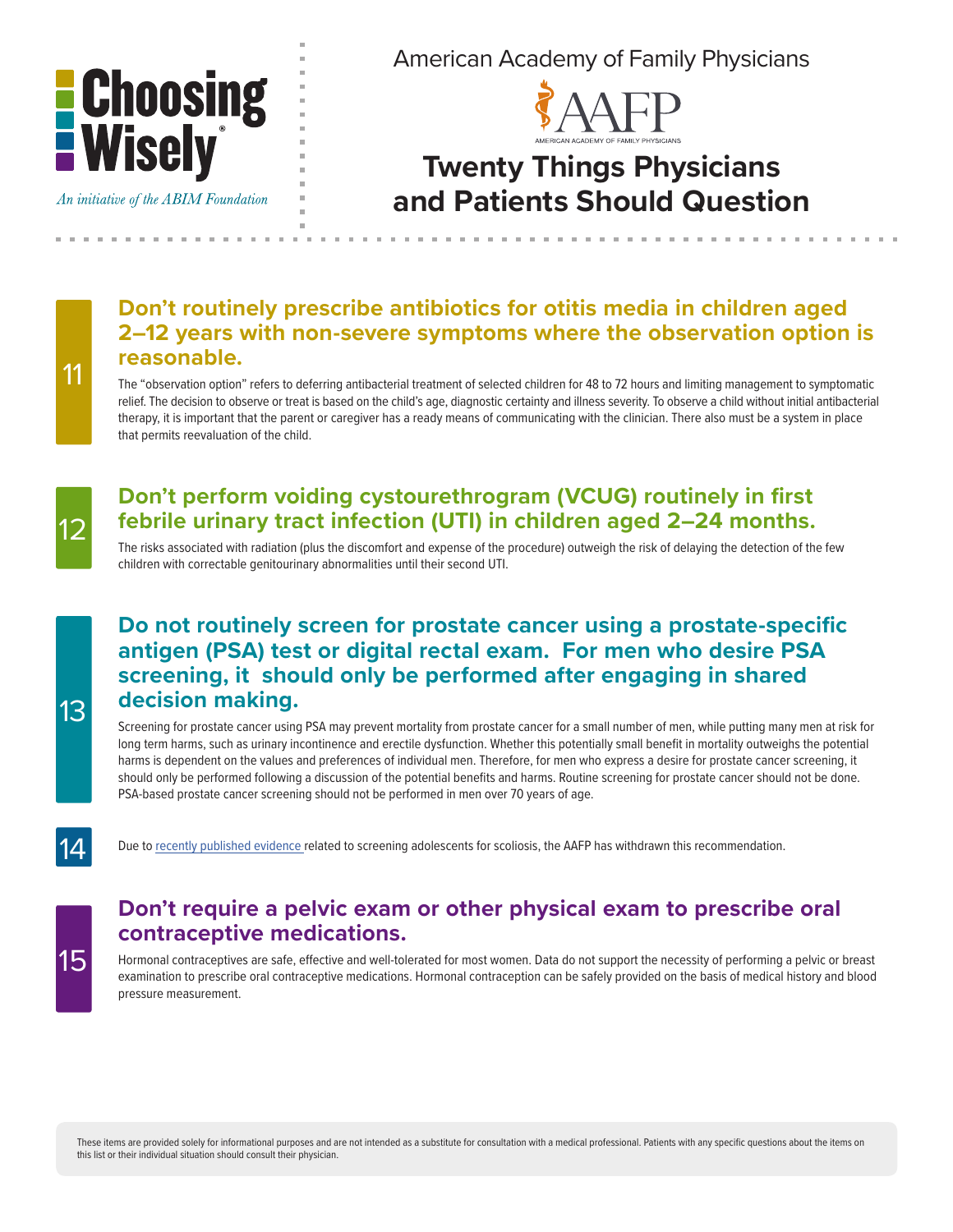American Academy of Family Physicians

# Twenty Things Physicians and Patients Should Question

## 11 Don't routinely prescribe antibiotics for otitis media in children aged 2–12 years with non-severe symptoms where the observation option is reasonable.

The "observation option" refers to deferring antibacterial treatment of selected children for 48 to 72 hours and limiting management to symptomatic relief. The decision to observe or treat is based on the child's age, diagnostic certainty and illness severity. To observe a child without initial antibacterial therapy, it is important that the parent or caregiver has a ready means of communicating with the clinician. There also must be a system in place that permits reevaluation of the child.

## 12 Don't perform voiding cystourethrogram (VCUG) routinely in first febrile urinary tract infection (UTI) in children aged 2–24 months.

The risks associated with radiation (plus the discomfort and expense of the procedure) outweigh the risk of delaying the detection of the few children with correctable genitourinary abnormalities until their second UTI.

## 13 Do not routinely screen for prostate cancer using a prostate-specific antigen (PSA) test or digital rectal exam. For men who desire PSA screening, it should only be performed after engaging in shared decision making.

Screening for prostate cancer using PSA may prevent mortality from prostate cancer for a small number of men, while putting many men at risk for long term harms, such as urinary incontinence and erectile dysfunction. Whether this potentially small benefit in mortality outweighs the potential harms is dependent on the values and preferences of individual men. Therefore, for men who express a desire for prostate cancer screening, it should only be performed following a discussion of the potential benefits and harms. Routine screening for prostate cancer should not be done. PSA-based prostate cancer screening should not be performed in men over 70 years of age.

## 14

Due to recently published evidence related to screening adolescents for scoliosis, the AAFP has withdrawn this recommendation.

## 15 Don't require a pelvic exam or other physical exam to prescribe oral contraceptive medications.

Hormonal contraceptives are safe, effective and well-tolerated for most women. Data do not support the necessity of performing a pelvic or breast examination to prescribe oral contraceptive medications. Hormonal contraception can be safely provided on the basis of medical history and blood pressure measurement.

These items are provided solely for informational purposes and are not intended as a substitute for consultation with a medical professional. Patients with any specific questions about the items on this list or their individual situation should consult their physician.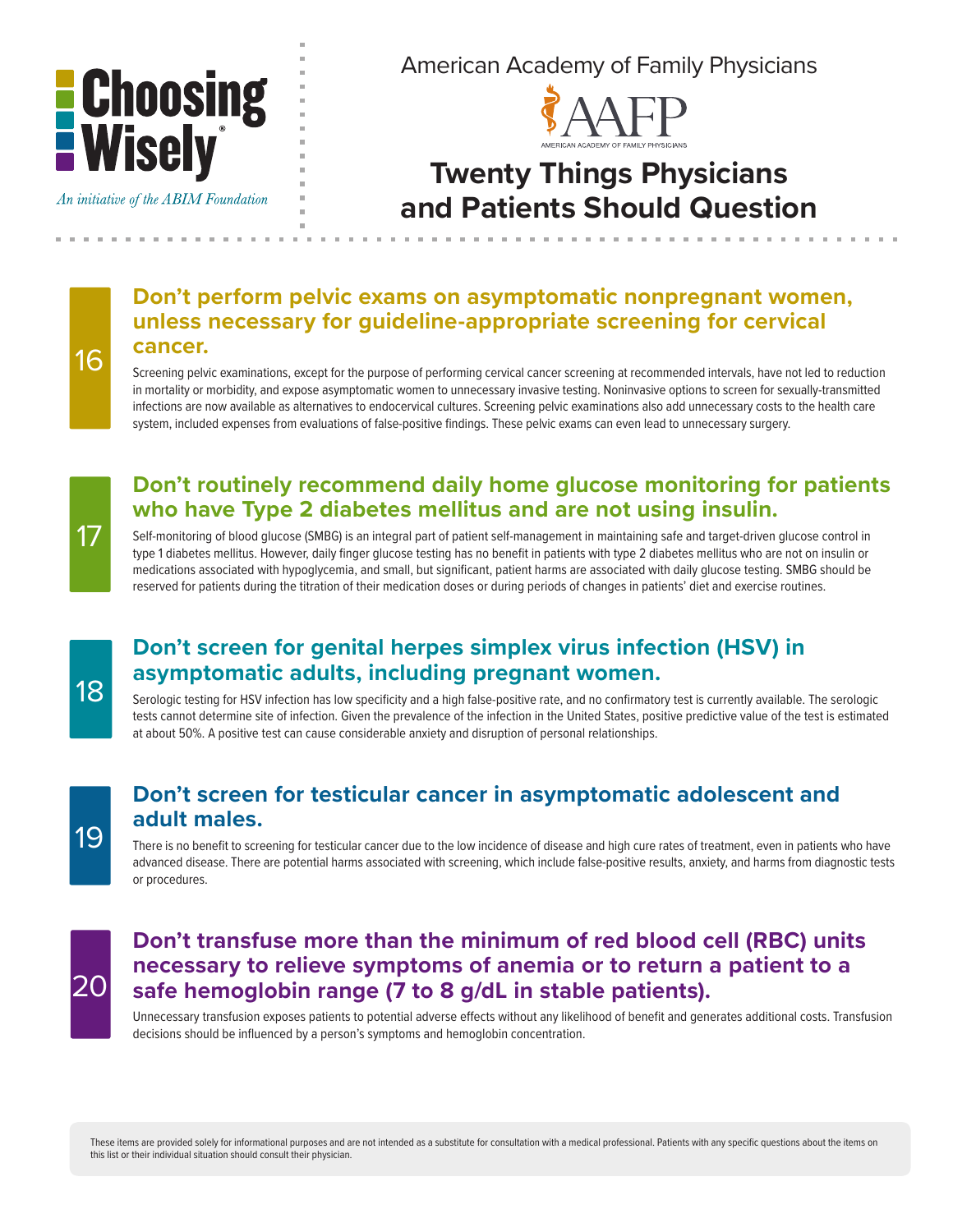Choosing Wisely®

*An initiative of the ABIM Foundation*

American Academy of Family Physicians

AAFP

AMERICAN ACADEMY OF FAMILY PHYSICIANS

# Twenty Things Physicians and Patients Should Question

## 16 Don't perform pelvic exams on asymptomatic nonpregnant women, unless necessary for guideline-appropriate screening for cervical cancer.

Screening pelvic examinations, except for the purpose of performing cervical cancer screening at recommended intervals, have not led to reduction in mortality or morbidity, and expose asymptomatic women to unnecessary invasive testing. Noninvasive options to screen for sexually-transmitted infections are now available as alternatives to endocervical cultures. Screening pelvic examinations also add unnecessary costs to the health care system, included expenses from evaluations of false-positive findings. These pelvic exams can even lead to unnecessary surgery.

## 17 Don't routinely recommend daily home glucose monitoring for patients who have Type 2 diabetes mellitus and are not using insulin.

Self-monitoring of blood glucose (SMBG) is an integral part of patient self-management in maintaining safe and target-driven glucose control in type 1 diabetes mellitus. However, daily finger glucose testing has no benefit in patients with type 2 diabetes mellitus who are not on insulin or medications associated with hypoglycemia, and small, but significant, patient harms are associated with daily glucose testing. SMBG should be reserved for patients during the titration of their medication doses or during periods of changes in patients' diet and exercise routines.

## 18 Don't screen for genital herpes simplex virus infection (HSV) in asymptomatic adults, including pregnant women.

Serologic testing for HSV infection has low specificity and a high false-positive rate, and no confirmatory test is currently available. The serologic tests cannot determine site of infection. Given the prevalence of the infection in the United States, positive predictive value of the test is estimated at about 50%. A positive test can cause considerable anxiety and disruption of personal relationships.

## 19 Don't screen for testicular cancer in asymptomatic adolescent and adult males.

There is no benefit to screening for testicular cancer due to the low incidence of disease and high cure rates of treatment, even in patients who have advanced disease. There are potential harms associated with screening, which include false-positive results, anxiety, and harms from diagnostic tests or procedures.

## 20 Don't transfuse more than the minimum of red blood cell (RBC) units necessary to relieve symptoms of anemia or to return a patient to a safe hemoglobin range (7 to 8 g/dL in stable patients).

Unnecessary transfusion exposes patients to potential adverse effects without any likelihood of benefit and generates additional costs. Transfusion decisions should be influenced by a person's symptoms and hemoglobin concentration.

These items are provided solely for informational purposes and are not intended as a substitute for consultation with a medical professional. Patients with any specific questions about the items on this list or their individual situation should consult their physician.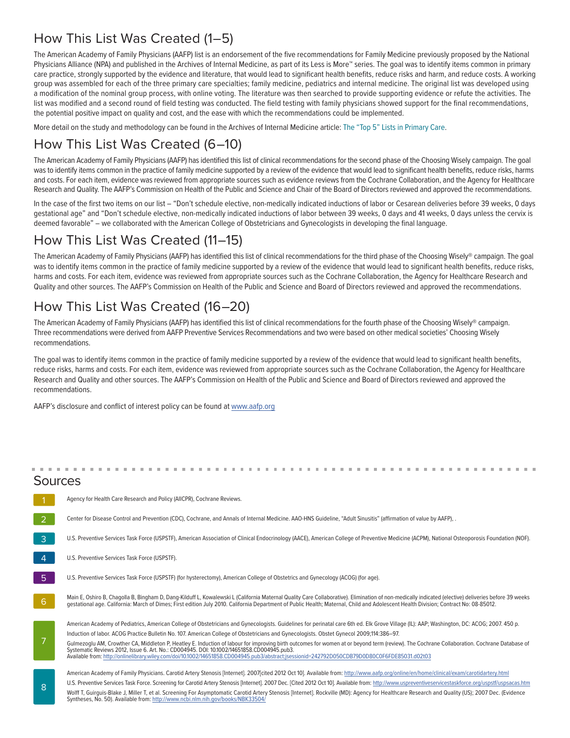## How This List Was Created (1–5)

The American Academy of Family Physicians (AAFP) list is an endorsement of the five recommendations for Family Medicine previously proposed by the National Physicians Alliance (NPA) and published in the Archives of Internal Medicine, as part of its Less is More™ series. The goal was to identify items common in primary care practice, strongly supported by the evidence and literature, that would lead to significant health benefits, reduce risks and harm, and reduce costs. A working group was assembled for each of the three primary care specialties; family medicine, pediatrics and internal medicine. The original list was developed using a modification of the nominal group process, with online voting. The literature was then searched to provide supporting evidence or refute the activities. The list was modified and a second round of field testing was conducted. The field testing with family physicians showed support for the final recommendations, the potential positive impact on quality and cost, and the ease with which the recommendations could be implemented.

More detail on the study and methodology can be found in the Archives of Internal Medicine article: The "Top 5" Lists in Primary Care.

## How This List Was Created (6–10)

The American Academy of Family Physicians (AAFP) has identified this list of clinical recommendations for the second phase of the Choosing Wisely campaign. The goal was to identify items common in the practice of family medicine supported by a review of the evidence that would lead to significant health benefits, reduce risks, harms and costs. For each item, evidence was reviewed from appropriate sources such as evidence reviews from the Cochrane Collaboration, and the Agency for Healthcare Research and Quality. The AAFP's Commission on Health of the Public and Science and Chair of the Board of Directors reviewed and approved the recommendations.

In the case of the first two items on our list – "Don't schedule elective, non-medically indicated inductions of labor or Cesarean deliveries before 39 weeks, 0 days gestational age" and "Don't schedule elective, non-medically indicated inductions of labor between 39 weeks, 0 days and 41 weeks, 0 days unless the cervix is deemed favorable" – we collaborated with the American College of Obstetricians and Gynecologists in developing the final language.

## How This List Was Created (11–15)

The American Academy of Family Physicians (AAFP) has identified this list of clinical recommendations for the third phase of the Choosing Wisely® campaign. The goal was to identify items common in the practice of family medicine supported by a review of the evidence that would lead to significant health benefits, reduce risks, harms and costs. For each item, evidence was reviewed from appropriate sources such as the Cochrane Collaboration, the Agency for Healthcare Research and Quality and other sources. The AAFP's Commission on Health of the Public and Science and Board of Directors reviewed and approved the recommendations.

## How This List Was Created (16–20)

The American Academy of Family Physicians (AAFP) has identified this list of clinical recommendations for the fourth phase of the Choosing Wisely® campaign. Three recommendations were derived from AAFP Preventive Services Recommendations and two were based on other medical societies' Choosing Wisely recommendations.

The goal was to identify items common in the practice of family medicine supported by a review of the evidence that would lead to significant health benefits, reduce risks, harms and costs. For each item, evidence was reviewed from appropriate sources such as the Cochrane Collaboration, the Agency for Healthcare Research and Quality and other sources. The AAFP's Commission on Health of the Public and Science and Board of Directors reviewed and approved the recommendations.

AAFP's disclosure and conflict of interest policy can be found at www.aafp.org

## Sources

**1** Agency for Health Care Research and Policy (AHCPR), Cochrane Reviews.

**2** Center for Disease Control and Prevention (CDC), Cochrane, and Annals of Internal Medicine. AAO-HNS Guideline, "Adult Sinusitis" (affirmation of value by AAFP), .

**3** U.S. Preventive Services Task Force (USPSTF), American Association of Clinical Endocrinology (AACE), American College of Preventive Medicine (ACPM), National Osteoporosis Foundation (NOF).

**4** U.S. Preventive Services Task Force (USPSTF).

**5** U.S. Preventive Services Task Force (USPSTF) (for hysterectomy), American College of Obstetrics and Gynecology (ACOG) (for age).

**6** Main E, Oshiro B, Chagolla B, Bingham D, Dang-Kilduff L, Kowalewski L (California Maternal Quality Care Collaborative). Elimination of non-medically indicated (elective) deliveries before 39 weeks gestational age. California: March of Dimes; First edition July 2010. California Department of Public Health; Maternal, Child and Adolescent Health Division; Contract No: 08-85012.

**7** American Academy of Pediatrics, American College of Obstetricians and Gynecologists. Guidelines for perinatal care 6th ed. Elk Grove Village (IL): AAP; Washington, DC: ACOG; 2007. 450 p.

Induction of labor. ACOG Practice Bulletin No. 107. American College of Obstetricians and Gynecologists. Obstet Gynecol 2009;114:386–97.

Gulmezoglu AM, Crowther CA, Middleton P, Heatley E. Induction of labour for improving birth outcomes for women at or beyond term (review). The Cochrane Collaboration. Cochrane Database of Systematic Reviews 2012, Issue 6. Art. No.: CD004945. DOI: 10.1002/14651858.CD004945.pub3.
Available from: http://onlinelibrary.wiley.com/doi/10.1002/14651858.CD004945.pub3/abstract;jsessionid=242792D050CDB79D0D80C0F6FDE85031.d02t03

**8** American Academy of Family Physicians. Carotid Artery Stenosis [Internet]. 2007[cited 2012 Oct 10]. Available from: http://www.aafp.org/online/en/home/clinical/exam/carotidartery.html

U.S. Preventive Services Task Force. Screening for Carotid Artery Stenosis [Internet]. 2007 Dec. [Cited 2012 Oct 10]. Available from: http://www.uspreventiveservicestaskforce.org/uspstf/uspsacas.htm

Wolff T, Guirguis-Blake J, Miller T, et al. Screening For Asymptomatic Carotid Artery Stenosis [Internet]. Rockville (MD): Agency for Healthcare Research and Quality (US); 2007 Dec. (Evidence Syntheses, No. 50). Available from: http://www.ncbi.nlm.nih.gov/books/NBK33504/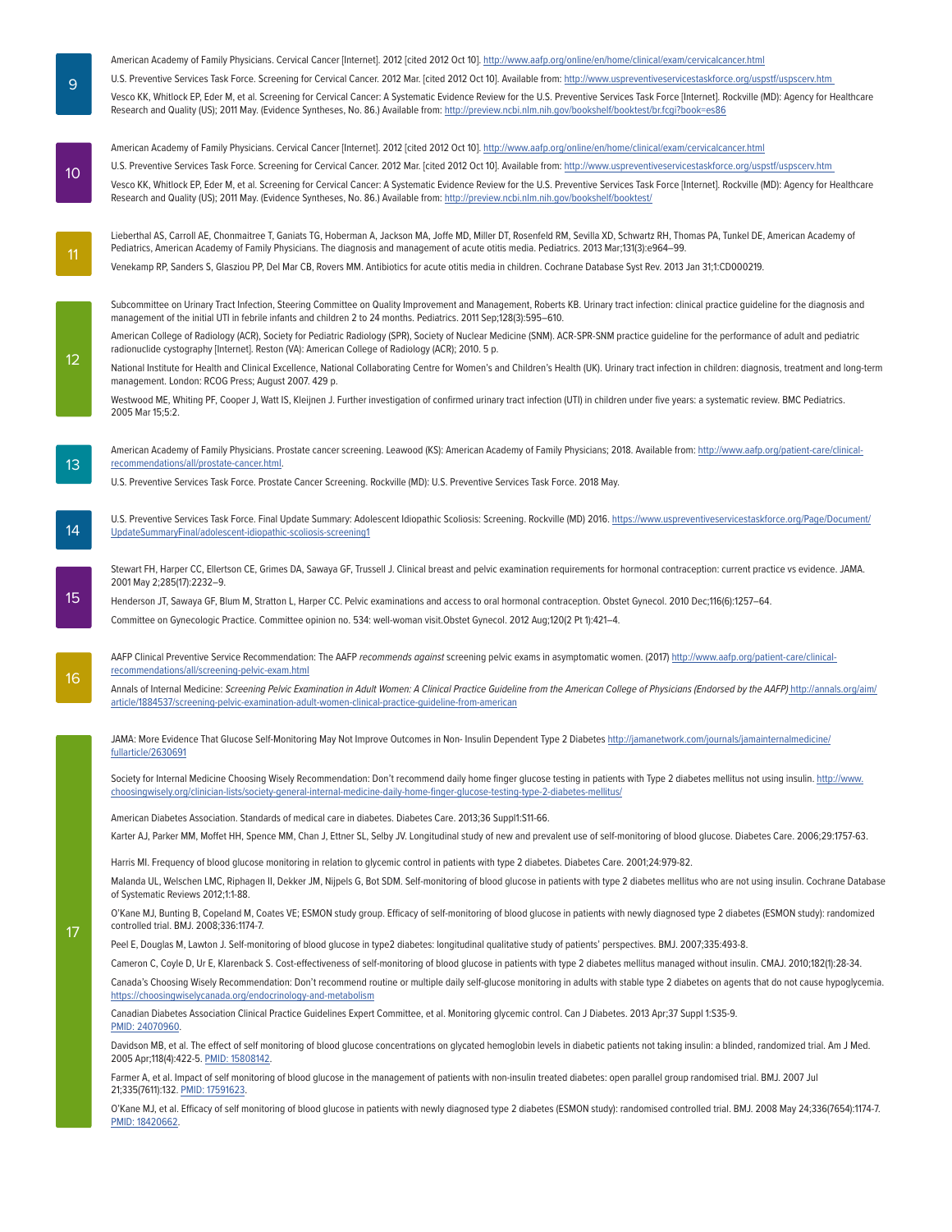**9**

American Academy of Family Physicians. Cervical Cancer [Internet]. 2012 [cited 2012 Oct 10]. http://www.aafp.org/online/en/home/clinical/exam/cervicalcancer.html

U.S. Preventive Services Task Force. Screening for Cervical Cancer. 2012 Mar. [cited 2012 Oct 10]. Available from: http://www.uspreventiveservicestaskforce.org/uspstf/uspscerv.htm

Vesco KK, Whitlock EP, Eder M, et al. Screening for Cervical Cancer: A Systematic Evidence Review for the U.S. Preventive Services Task Force [Internet]. Rockville (MD): Agency for Healthcare Research and Quality (US); 2011 May. (Evidence Syntheses, No. 86.) Available from: http://preview.ncbi.nlm.nih.gov/bookshelf/booktest/br.fcgi?book=es86

**10**

American Academy of Family Physicians. Cervical Cancer [Internet]. 2012 [cited 2012 Oct 10]. http://www.aafp.org/online/en/home/clinical/exam/cervicalcancer.html

U.S. Preventive Services Task Force. Screening for Cervical Cancer. 2012 Mar. [cited 2012 Oct 10]. Available from: http://www.uspreventiveservicestaskforce.org/uspstf/uspscerv.htm

Vesco KK, Whitlock EP, Eder M, et al. Screening for Cervical Cancer: A Systematic Evidence Review for the U.S. Preventive Services Task Force [Internet]. Rockville (MD): Agency for Healthcare Research and Quality (US); 2011 May. (Evidence Syntheses, No. 86.) Available from: http://preview.ncbi.nlm.nih.gov/bookshelf/booktest/

**11**

Lieberthal AS, Carroll AE, Chonmaitree T, Ganiats TG, Hoberman A, Jackson MA, Joffe MD, Miller DT, Rosenfeld RM, Sevilla XD, Schwartz RH, Thomas PA, Tunkel DE, American Academy of Pediatrics, American Academy of Family Physicians. The diagnosis and management of acute otitis media. Pediatrics. 2013 Mar;131(3):e964–99.

Venekamp RP, Sanders S, Glasziou PP, Del Mar CB, Rovers MM. Antibiotics for acute otitis media in children. Cochrane Database Syst Rev. 2013 Jan 31;1:CD000219.

**12**

Subcommittee on Urinary Tract Infection, Steering Committee on Quality Improvement and Management, Roberts KB. Urinary tract infection: clinical practice guideline for the diagnosis and management of the initial UTI in febrile infants and children 2 to 24 months. Pediatrics. 2011 Sep;128(3):595–610.

American College of Radiology (ACR), Society for Pediatric Radiology (SPR), Society of Nuclear Medicine (SNM). ACR-SPR-SNM practice guideline for the performance of adult and pediatric radionuclide cystography [Internet]. Reston (VA): American College of Radiology (ACR); 2010. 5 p.

National Institute for Health and Clinical Excellence, National Collaborating Centre for Women's and Children's Health (UK). Urinary tract infection in children: diagnosis, treatment and long-term management. London: RCOG Press; August 2007. 429 p.

Westwood ME, Whiting PF, Cooper J, Watt IS, Kleijnen J. Further investigation of confirmed urinary tract infection (UTI) in children under five years: a systematic review. BMC Pediatrics. 2005 Mar 15;5:2.

**13**

American Academy of Family Physicians. Prostate cancer screening. Leawood (KS): American Academy of Family Physicians; 2018. Available from: http://www.aafp.org/patient-care/clinical-recommendations/all/prostate-cancer.html.

U.S. Preventive Services Task Force. Prostate Cancer Screening. Rockville (MD): U.S. Preventive Services Task Force. 2018 May.

**14**

U.S. Preventive Services Task Force. Final Update Summary: Adolescent Idiopathic Scoliosis: Screening. Rockville (MD) 2016. https://www.uspreventiveservicestaskforce.org/Page/Document/UpdateSummaryFinal/adolescent-idiopathic-scoliosis-screening1

**15**

Stewart FH, Harper CC, Ellertson CE, Grimes DA, Sawaya GF, Trussell J. Clinical breast and pelvic examination requirements for hormonal contraception: current practice vs evidence. JAMA. 2001 May 2;285(17):2232–9.

Henderson JT, Sawaya GF, Blum M, Stratton L, Harper CC. Pelvic examinations and access to oral hormonal contraception. Obstet Gynecol. 2010 Dec;116(6):1257–64.

Committee on Gynecologic Practice. Committee opinion no. 534: well-woman visit.Obstet Gynecol. 2012 Aug;120(2 Pt 1):421–4.

**16**

AAFP Clinical Preventive Service Recommendation: The AAFP *recommends against* screening pelvic exams in asymptomatic women. (2017) http://www.aafp.org/patient-care/clinical-recommendations/all/screening-pelvic-exam.html

Annals of Internal Medicine: *Screening Pelvic Examination in Adult Women: A Clinical Practice Guideline from the American College of Physicians (Endorsed by the AAFP)* http://annals.org/aim/article/1884537/screening-pelvic-examination-adult-women-clinical-practice-guideline-from-american

**17**

JAMA: More Evidence That Glucose Self-Monitoring May Not Improve Outcomes in Non- Insulin Dependent Type 2 Diabetes http://jamanetwork.com/journals/jamainternalmedicine/fullarticle/2630691

Society for Internal Medicine Choosing Wisely Recommendation: Don't recommend daily home finger glucose testing in patients with Type 2 diabetes mellitus not using insulin. http://www.choosingwisely.org/clinician-lists/society-general-internal-medicine-daily-home-finger-glucose-testing-type-2-diabetes-mellitus/

American Diabetes Association. Standards of medical care in diabetes. Diabetes Care. 2013;36 Suppl1:S11-66.

Karter AJ, Parker MM, Moffet HH, Spence MM, Chan J, Ettner SL, Selby JV. Longitudinal study of new and prevalent use of self-monitoring of blood glucose. Diabetes Care. 2006;29:1757-63.

Harris MI. Frequency of blood glucose monitoring in relation to glycemic control in patients with type 2 diabetes. Diabetes Care. 2001;24:979-82.

Malanda UL, Welschen LMC, Riphagen II, Dekker JM, Nijpels G, Bot SDM. Self-monitoring of blood glucose in patients with type 2 diabetes mellitus who are not using insulin. Cochrane Database of Systematic Reviews 2012;1:1-88.

O'Kane MJ, Bunting B, Copeland M, Coates VE; ESMON study group. Efficacy of self-monitoring of blood glucose in patients with newly diagnosed type 2 diabetes (ESMON study): randomized controlled trial. BMJ. 2008;336:1174-7.

Peel E, Douglas M, Lawton J. Self-monitoring of blood glucose in type2 diabetes: longitudinal qualitative study of patients' perspectives. BMJ. 2007;335:493-8.

Cameron C, Coyle D, Ur E, Klarenback S. Cost-effectiveness of self-monitoring of blood glucose in patients with type 2 diabetes mellitus managed without insulin. CMAJ. 2010;182(1):28-34.

Canada's Choosing Wisely Recommendation: Don't recommend routine or multiple daily self-glucose monitoring in adults with stable type 2 diabetes on agents that do not cause hypoglycemia. https://choosingwiselycanada.org/endocrinology-and-metabolism

Canadian Diabetes Association Clinical Practice Guidelines Expert Committee, et al. Monitoring glycemic control. Can J Diabetes. 2013 Apr;37 Suppl 1:S35-9. PMID: 24070960.

Davidson MB, et al. The effect of self monitoring of blood glucose concentrations on glycated hemoglobin levels in diabetic patients not taking insulin: a blinded, randomized trial. Am J Med. 2005 Apr;118(4):422-5. PMID: 15808142.

Farmer A, et al. Impact of self monitoring of blood glucose in the management of patients with non-insulin treated diabetes: open parallel group randomised trial. BMJ. 2007 Jul 21;335(7611):132. PMID: 17591623.

O'Kane MJ, et al. Efficacy of self monitoring of blood glucose in patients with newly diagnosed type 2 diabetes (ESMON study): randomised controlled trial. BMJ. 2008 May 24;336(7654):1174-7. PMID: 18420662.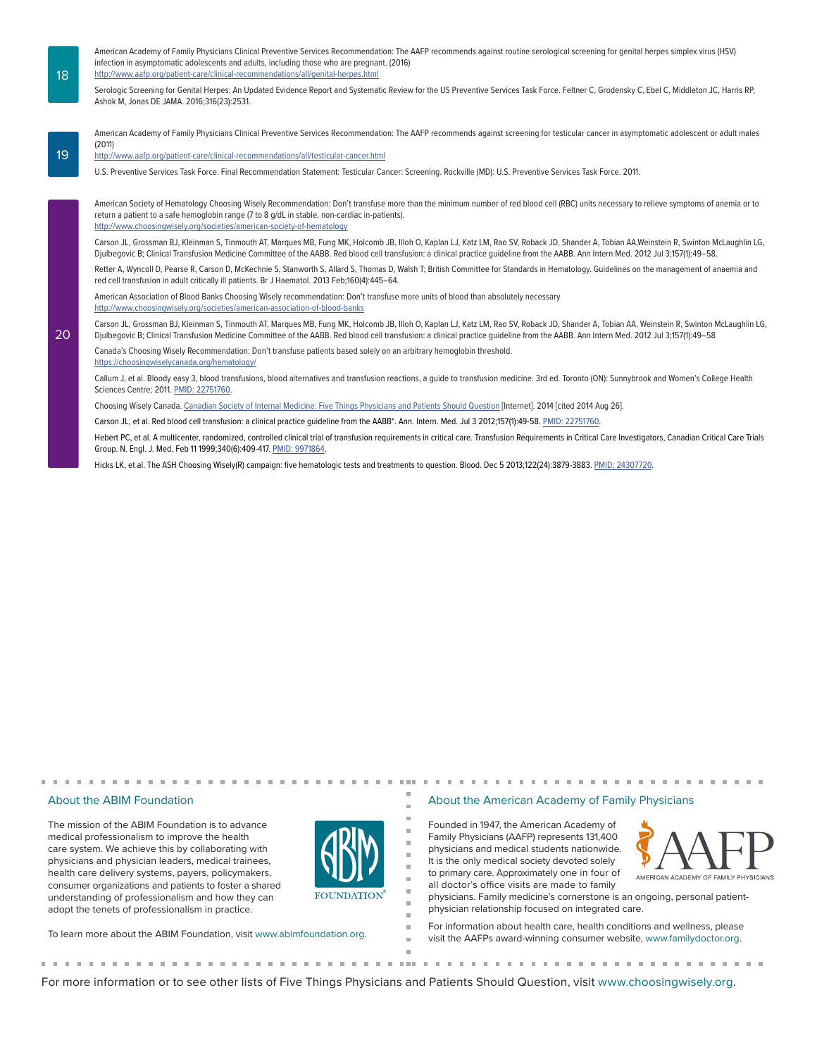**18**

American Academy of Family Physicians Clinical Preventive Services Recommendation: The AAFP recommends against routine serological screening for genital herpes simplex virus (HSV) infection in asymptomatic adolescents and adults, including those who are pregnant. (2016)
http://www.aafp.org/patient-care/clinical-recommendations/all/genital-herpes.html

Serologic Screening for Genital Herpes: An Updated Evidence Report and Systematic Review for the US Preventive Services Task Force. Feltner C, Grodensky C, Ebel C, Middleton JC, Harris RP, Ashok M, Jonas DE JAMA. 2016;316(23):2531.

**19**

American Academy of Family Physicians Clinical Preventive Services Recommendation: The AAFP recommends against screening for testicular cancer in asymptomatic adolescent or adult males (2011)
http://www.aafp.org/patient-care/clinical-recommendations/all/testicular-cancer.html

U.S. Preventive Services Task Force. Final Recommendation Statement: Testicular Cancer: Screening. Rockville (MD): U.S. Preventive Services Task Force. 2011.

**20**

American Society of Hematology Choosing Wisely Recommendation: Don't transfuse more than the minimum number of red blood cell (RBC) units necessary to relieve symptoms of anemia or to return a patient to a safe hemoglobin range (7 to 8 g/dL in stable, non-cardiac in-patients).
http://www.choosingwisely.org/societies/american-society-of-hematology

Carson JL, Grossman BJ, Kleinman S, Tinmouth AT, Marques MB, Fung MK, Holcomb JB, Illoh O, Kaplan LJ, Katz LM, Rao SV, Roback JD, Shander A, Tobian AA,Weinstein R, Swinton McLaughlin LG, Djulbegovic B; Clinical Transfusion Medicine Committee of the AABB. Red blood cell transfusion: a clinical practice guideline from the AABB. Ann Intern Med. 2012 Jul 3;157(1):49–58.

Retter A, Wyncoll D, Pearse R, Carson D, McKechnie S, Stanworth S, Allard S, Thomas D, Walsh T; British Committee for Standards in Hematology. Guidelines on the management of anaemia and red cell transfusion in adult critically ill patients. Br J Haematol. 2013 Feb;160(4):445–64.

American Association of Blood Banks Choosing Wisely recommendation: Don't transfuse more units of blood than absolutely necessary
http://www.choosingwisely.org/societies/american-association-of-blood-banks

Carson JL, Grossman BJ, Kleinman S, Tinmouth AT, Marques MB, Fung MK, Holcomb JB, Illoh O, Kaplan LJ, Katz LM, Rao SV, Roback JD, Shander A, Tobian AA, Weinstein R, Swinton McLaughlin LG, Djulbegovic B; Clinical Transfusion Medicine Committee of the AABB. Red blood cell transfusion: a clinical practice guideline from the AABB. Ann Intern Med. 2012 Jul 3;157(1):49–58

Canada's Choosing Wisely Recommendation: Don't transfuse patients based solely on an arbitrary hemoglobin threshold.
https://choosingwiselycanada.org/hematology/

Callum J, et al. Bloody easy 3, blood transfusions, blood alternatives and transfusion reactions, a guide to transfusion medicine. 3rd ed. Toronto (ON): Sunnybrook and Women's College Health Sciences Centre; 2011. PMID: 22751760.

Choosing Wisely Canada. Canadian Society of Internal Medicine: Five Things Physicians and Patients Should Question [Internet]. 2014 [cited 2014 Aug 26].

Carson JL, et al. Red blood cell transfusion: a clinical practice guideline from the AABB*. Ann. Intern. Med. Jul 3 2012;157(1):49-58. PMID: 22751760.

Hebert PC, et al. A multicenter, randomized, controlled clinical trial of transfusion requirements in critical care. Transfusion Requirements in Critical Care Investigators, Canadian Critical Care Trials Group. N. Engl. J. Med. Feb 11 1999;340(6):409-417. PMID: 9971864.

Hicks LK, et al. The ASH Choosing Wisely(R) campaign: five hematologic tests and treatments to question. Blood. Dec 5 2013;122(24):3879-3883. PMID: 24307720.

## About the ABIM Foundation

The mission of the ABIM Foundation is to advance medical professionalism to improve the health care system. We achieve this by collaborating with physicians and physician leaders, medical trainees, health care delivery systems, payers, policymakers, consumer organizations and patients to foster a shared understanding of professionalism and how they can adopt the tenets of professionalism in practice.

To learn more about the ABIM Foundation, visit www.abimfoundation.org.

## About the American Academy of Family Physicians

Founded in 1947, the American Academy of Family Physicians (AAFP) represents 131,400 physicians and medical students nationwide. It is the only medical society devoted solely to primary care. Approximately one in four of all doctor's office visits are made to family physicians. Family medicine's cornerstone is an ongoing, personal patient-physician relationship focused on integrated care.

For information about health care, health conditions and wellness, please visit the AAFPs award-winning consumer website, www.familydoctor.org.

For more information or to see other lists of Five Things Physicians and Patients Should Question, visit www.choosingwisely.org.